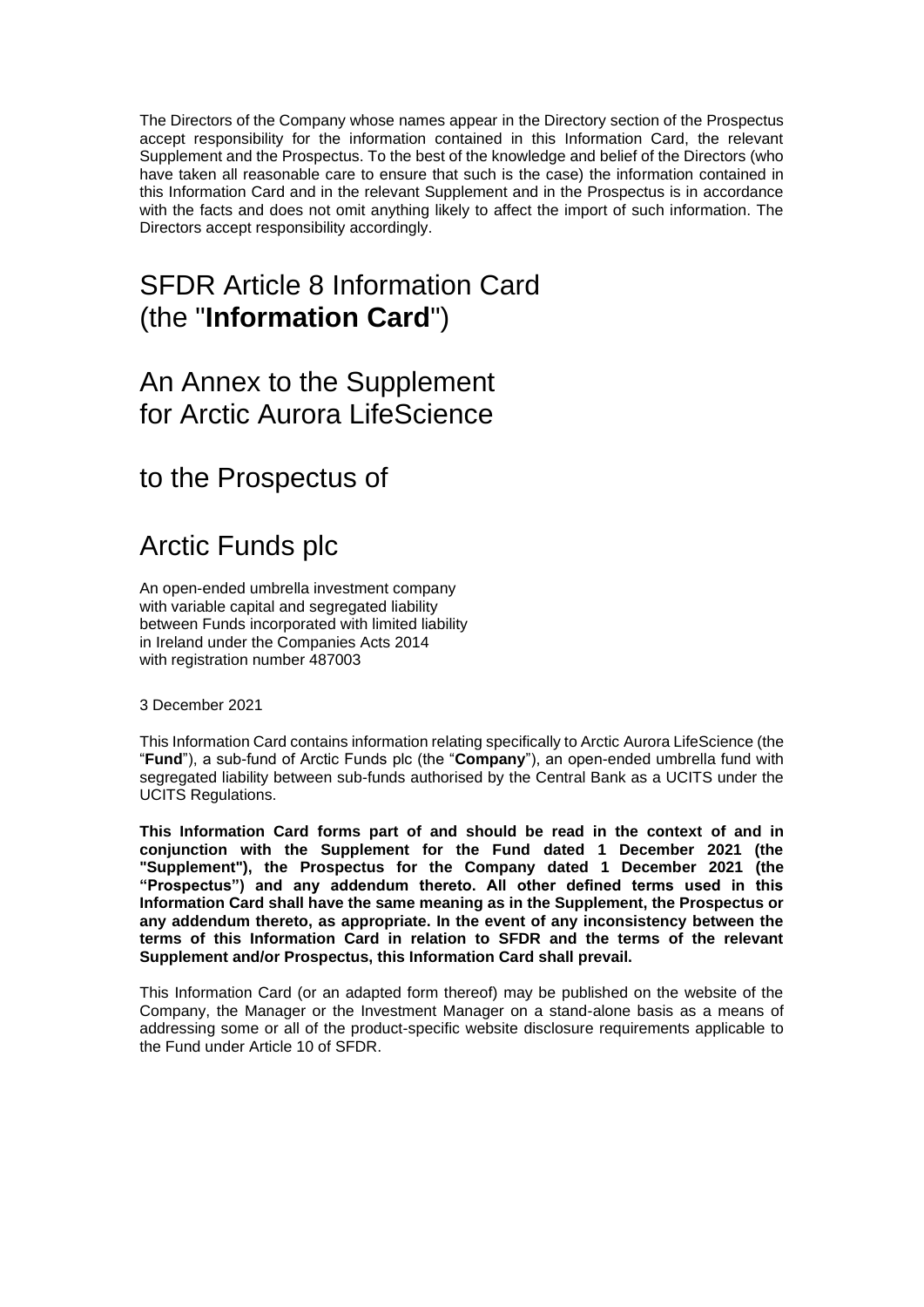The Directors of the Company whose names appear in the Directory section of the Prospectus accept responsibility for the information contained in this Information Card, the relevant Supplement and the Prospectus. To the best of the knowledge and belief of the Directors (who have taken all reasonable care to ensure that such is the case) the information contained in this Information Card and in the relevant Supplement and in the Prospectus is in accordance with the facts and does not omit anything likely to affect the import of such information. The Directors accept responsibility accordingly.

# SFDR Article 8 Information Card (the "**Information Card**")

# An Annex to the Supplement for Arctic Aurora LifeScience

# to the Prospectus of

# Arctic Funds plc

An open-ended umbrella investment company with variable capital and segregated liability between Funds incorporated with limited liability in Ireland under the Companies Acts 2014 with registration number 487003

3 December 2021

This Information Card contains information relating specifically to Arctic Aurora LifeScience (the "**Fund**"), a sub-fund of Arctic Funds plc (the "**Company**"), an open-ended umbrella fund with segregated liability between sub-funds authorised by the Central Bank as a UCITS under the UCITS Regulations.

**This Information Card forms part of and should be read in the context of and in conjunction with the Supplement for the Fund dated 1 December 2021 (the "Supplement"), the Prospectus for the Company dated 1 December 2021 (the "Prospectus") and any addendum thereto. All other defined terms used in this Information Card shall have the same meaning as in the Supplement, the Prospectus or any addendum thereto, as appropriate. In the event of any inconsistency between the terms of this Information Card in relation to SFDR and the terms of the relevant Supplement and/or Prospectus, this Information Card shall prevail.**

This Information Card (or an adapted form thereof) may be published on the website of the Company, the Manager or the Investment Manager on a stand-alone basis as a means of addressing some or all of the product-specific website disclosure requirements applicable to the Fund under Article 10 of SFDR.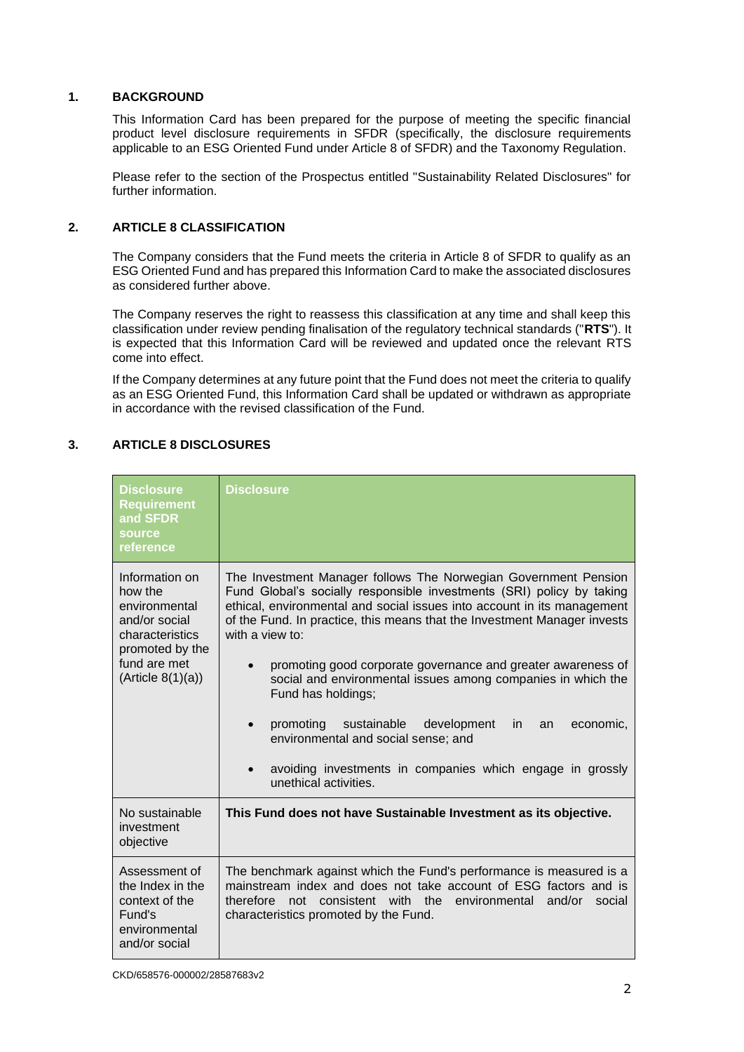## 1. BACKGROUND

This Information Card has been prepared for the purpose of meeting the specific financial product level disclosure requirements in SFDR (specifically, the disclosure requirements applicable to an ESG Oriented Fund under Article 8 of SFDR) and the Taxonomy Regulation.

Please refer to the section of the Prospectus entitled "Sustainability Related Disclosures" for further information.

## 2. ARTICLE 8 CLASSIFICATION

The Company considers that the Fund meets the criteria in Article 8 of SFDR to qualify as an ESG Oriented Fund and has prepared this Information Card to make the associated disclosures as considered further above.

The Company reserves the right to reassess this classification at any time and shall keep this classification under review pending finalisation of the regulatory technical standards ("**RTS**"). It is expected that this Information Card will be reviewed and updated once the relevant RTS come into effect.

If the Company determines at any future point that the Fund does not meet the criteria to qualify as an ESG Oriented Fund, this Information Card shall be updated or withdrawn as appropriate in accordance with the revised classification of the Fund.

## 3. ARTICLE 8 DISCLOSURES

| Disclosure Requirement and SFDR source reference | Disclosure |
|---|---|
| Information on how the environmental and/or social characteristics promoted by the fund are met (Article 8(1)(a)) | The Investment Manager follows The Norwegian Government Pension Fund Global's socially responsible investments (SRI) policy by taking ethical, environmental and social issues into account in its management of the Fund. In practice, this means that the Investment Manager invests with a view to: <br>• promoting good corporate governance and greater awareness of social and environmental issues among companies in which the Fund has holdings; <br>• promoting sustainable development in an economic, environmental and social sense; and <br>• avoiding investments in companies which engage in grossly unethical activities. |
| No sustainable investment objective | **This Fund does not have Sustainable Investment as its objective.** |
| Assessment of the Index in the context of the Fund's environmental and/or social | The benchmark against which the Fund's performance is measured is a mainstream index and does not take account of ESG factors and is therefore not consistent with the environmental and/or social characteristics promoted by the Fund. |

CKD/658576-000002/28587683v2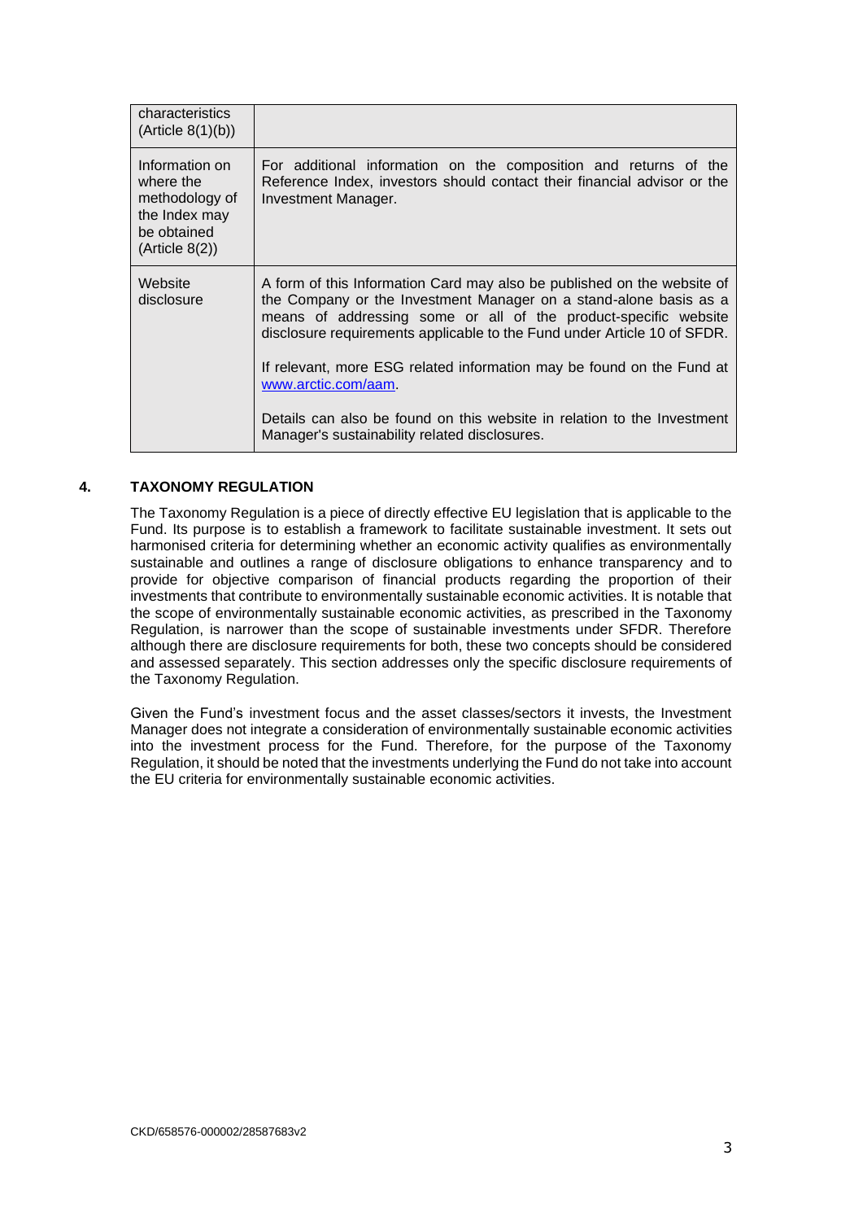| | |
|---|---|
| characteristics (Article 8(1)(b)) | |
| Information on where the methodology of the Index may be obtained (Article 8(2)) | For additional information on the composition and returns of the Reference Index, investors should contact their financial advisor or the Investment Manager. |
| Website disclosure | A form of this Information Card may also be published on the website of the Company or the Investment Manager on a stand-alone basis as a means of addressing some or all of the product-specific website disclosure requirements applicable to the Fund under Article 10 of SFDR.<br><br>If relevant, more ESG related information may be found on the Fund at www.arctic.com/aam.<br><br>Details can also be found on this website in relation to the Investment Manager's sustainability related disclosures. |

## 4. TAXONOMY REGULATION

The Taxonomy Regulation is a piece of directly effective EU legislation that is applicable to the Fund. Its purpose is to establish a framework to facilitate sustainable investment. It sets out harmonised criteria for determining whether an economic activity qualifies as environmentally sustainable and outlines a range of disclosure obligations to enhance transparency and to provide for objective comparison of financial products regarding the proportion of their investments that contribute to environmentally sustainable economic activities. It is notable that the scope of environmentally sustainable economic activities, as prescribed in the Taxonomy Regulation, is narrower than the scope of sustainable investments under SFDR. Therefore although there are disclosure requirements for both, these two concepts should be considered and assessed separately. This section addresses only the specific disclosure requirements of the Taxonomy Regulation.

Given the Fund's investment focus and the asset classes/sectors it invests, the Investment Manager does not integrate a consideration of environmentally sustainable economic activities into the investment process for the Fund. Therefore, for the purpose of the Taxonomy Regulation, it should be noted that the investments underlying the Fund do not take into account the EU criteria for environmentally sustainable economic activities.

CKD/658576-000002/28587683v2